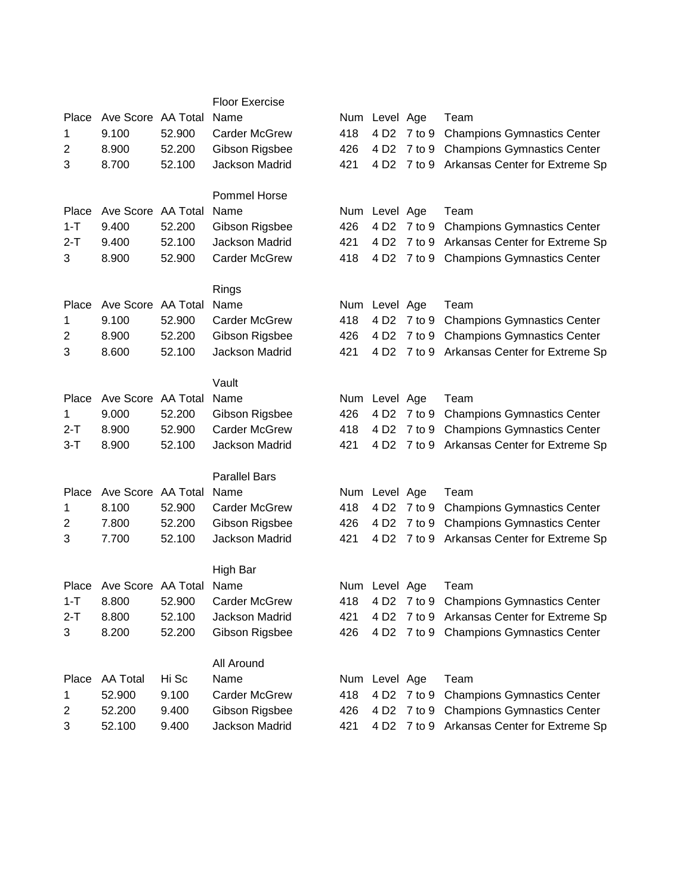## Floor Exercise

| Place | Ave Score | AA Total | Name | Num | Level | Age | Team |
|---|---|---|---|---|---|---|---|
| 1 | 9.100 | 52.900 | Carder McGrew | 418 | 4 D2 | 7 to 9 | Champions Gymnastics Center |
| 2 | 8.900 | 52.200 | Gibson Rigsbee | 426 | 4 D2 | 7 to 9 | Champions Gymnastics Center |
| 3 | 8.700 | 52.100 | Jackson Madrid | 421 | 4 D2 | 7 to 9 | Arkansas Center for Extreme Sp |

## Pommel Horse

| Place | Ave Score | AA Total | Name | Num | Level | Age | Team |
|---|---|---|---|---|---|---|---|
| 1-T | 9.400 | 52.200 | Gibson Rigsbee | 426 | 4 D2 | 7 to 9 | Champions Gymnastics Center |
| 2-T | 9.400 | 52.100 | Jackson Madrid | 421 | 4 D2 | 7 to 9 | Arkansas Center for Extreme Sp |
| 3 | 8.900 | 52.900 | Carder McGrew | 418 | 4 D2 | 7 to 9 | Champions Gymnastics Center |

## Rings

| Place | Ave Score | AA Total | Name | Num | Level | Age | Team |
|---|---|---|---|---|---|---|---|
| 1 | 9.100 | 52.900 | Carder McGrew | 418 | 4 D2 | 7 to 9 | Champions Gymnastics Center |
| 2 | 8.900 | 52.200 | Gibson Rigsbee | 426 | 4 D2 | 7 to 9 | Champions Gymnastics Center |
| 3 | 8.600 | 52.100 | Jackson Madrid | 421 | 4 D2 | 7 to 9 | Arkansas Center for Extreme Sp |

## Vault

| Place | Ave Score | AA Total | Name | Num | Level | Age | Team |
|---|---|---|---|---|---|---|---|
| 1 | 9.000 | 52.200 | Gibson Rigsbee | 426 | 4 D2 | 7 to 9 | Champions Gymnastics Center |
| 2-T | 8.900 | 52.900 | Carder McGrew | 418 | 4 D2 | 7 to 9 | Champions Gymnastics Center |
| 3-T | 8.900 | 52.100 | Jackson Madrid | 421 | 4 D2 | 7 to 9 | Arkansas Center for Extreme Sp |

## Parallel Bars

| Place | Ave Score | AA Total | Name | Num | Level | Age | Team |
|---|---|---|---|---|---|---|---|
| 1 | 8.100 | 52.900 | Carder McGrew | 418 | 4 D2 | 7 to 9 | Champions Gymnastics Center |
| 2 | 7.800 | 52.200 | Gibson Rigsbee | 426 | 4 D2 | 7 to 9 | Champions Gymnastics Center |
| 3 | 7.700 | 52.100 | Jackson Madrid | 421 | 4 D2 | 7 to 9 | Arkansas Center for Extreme Sp |

## High Bar

| Place | Ave Score | AA Total | Name | Num | Level | Age | Team |
|---|---|---|---|---|---|---|---|
| 1-T | 8.800 | 52.900 | Carder McGrew | 418 | 4 D2 | 7 to 9 | Champions Gymnastics Center |
| 2-T | 8.800 | 52.100 | Jackson Madrid | 421 | 4 D2 | 7 to 9 | Arkansas Center for Extreme Sp |
| 3 | 8.200 | 52.200 | Gibson Rigsbee | 426 | 4 D2 | 7 to 9 | Champions Gymnastics Center |

## All Around

| Place | AA Total | Hi Sc | Name | Num | Level | Age | Team |
|---|---|---|---|---|---|---|---|
| 1 | 52.900 | 9.100 | Carder McGrew | 418 | 4 D2 | 7 to 9 | Champions Gymnastics Center |
| 2 | 52.200 | 9.400 | Gibson Rigsbee | 426 | 4 D2 | 7 to 9 | Champions Gymnastics Center |
| 3 | 52.100 | 9.400 | Jackson Madrid | 421 | 4 D2 | 7 to 9 | Arkansas Center for Extreme Sp |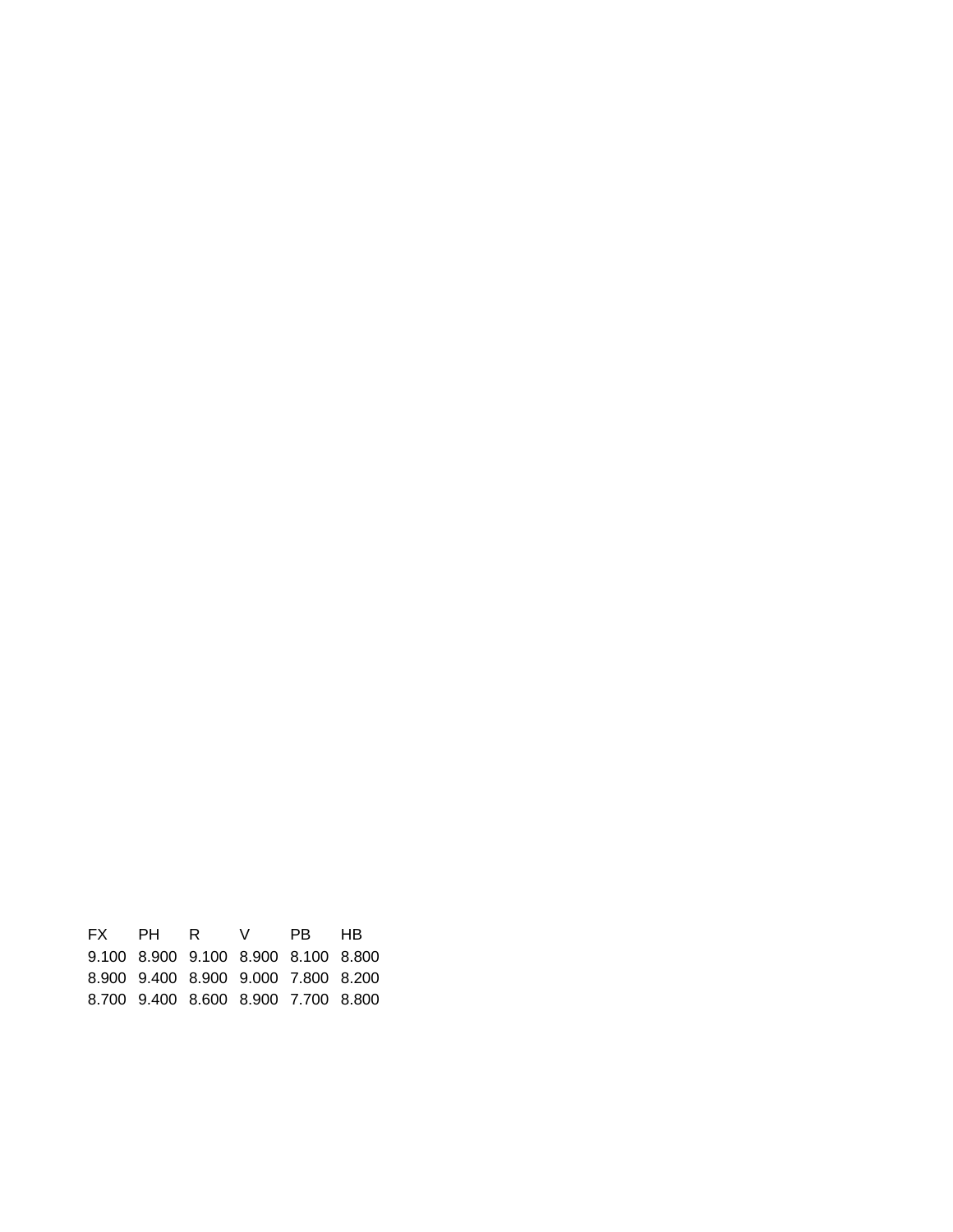| FX | PH | R | V | PB | HB |
|---|---|---|---|---|---|
| 9.100 | 8.900 | 9.100 | 8.900 | 8.100 | 8.800 |
| 8.900 | 9.400 | 8.900 | 9.000 | 7.800 | 8.200 |
| 8.700 | 9.400 | 8.600 | 8.900 | 7.700 | 8.800 |